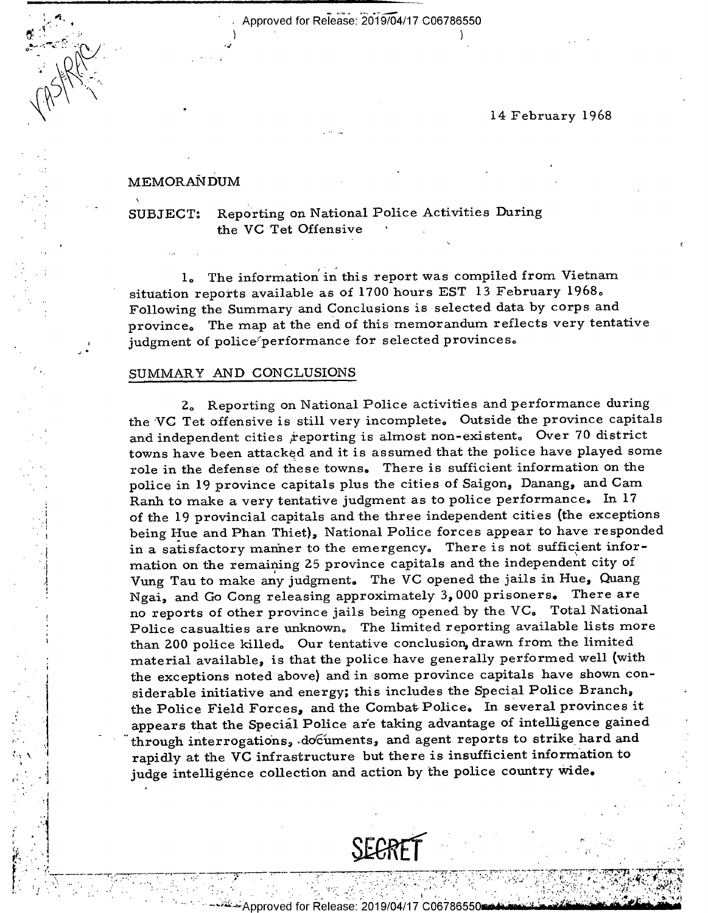14 February 1968

MEMORANDUM

SUBJECT: Reporting on National Police Activities During the VC Tet Offensive

1. The information in this report was compiled from Vietnam situation reports available as of 1700 hours EST 13 February 1968. Following the Summary and Conclusions is selected data by corps and province. The map at the end of this memorandum reflects very tentative judgment of police performance for selected provinces.

## SUMMARY AND CONCLUSIONS

2. Reporting on National Police activities and performance during the VC Tet offensive is still very incomplete. Outside the province capitals and independent cities reporting is almost non-existent. Over 70 district towns have been attacked and it is assumed that the police have played some role in the defense of these towns. There is sufficient information on the police in 19 province capitals plus the cities of Saigon, Danang, and Cam Ranh to make a very tentative judgment as to police performance. In 17 of the 19 provincial capitals and the three independent cities (the exceptions being Hue and Phan Thiet), National Police forces appear to have responded in a satisfactory manner to the emergency. There is not sufficient information on the remaining 25 province capitals and the independent city of Vung Tau to make any judgment. The VC opened the jails in Hue, Quang Ngai, and Go Cong releasing approximately 3,000 prisoners. There are no reports of other province jails being opened by the VC. Total National Police casualties are unknown. The limited reporting available lists more than 200 police killed. Our tentative conclusion, drawn from the limited material available, is that the police have generally performed well (with the exceptions noted above) and in some province capitals have shown considerable initiative and energy; this includes the Special Police Branch, the Police Field Forces, and the Combat Police. In several provinces it appears that the Special Police are taking advantage of intelligence gained through interrogations, documents, and agent reports to strike hard and rapidly at the VC infrastructure but there is insufficient information to judge intelligence collection and action by the police country wide.

SECRET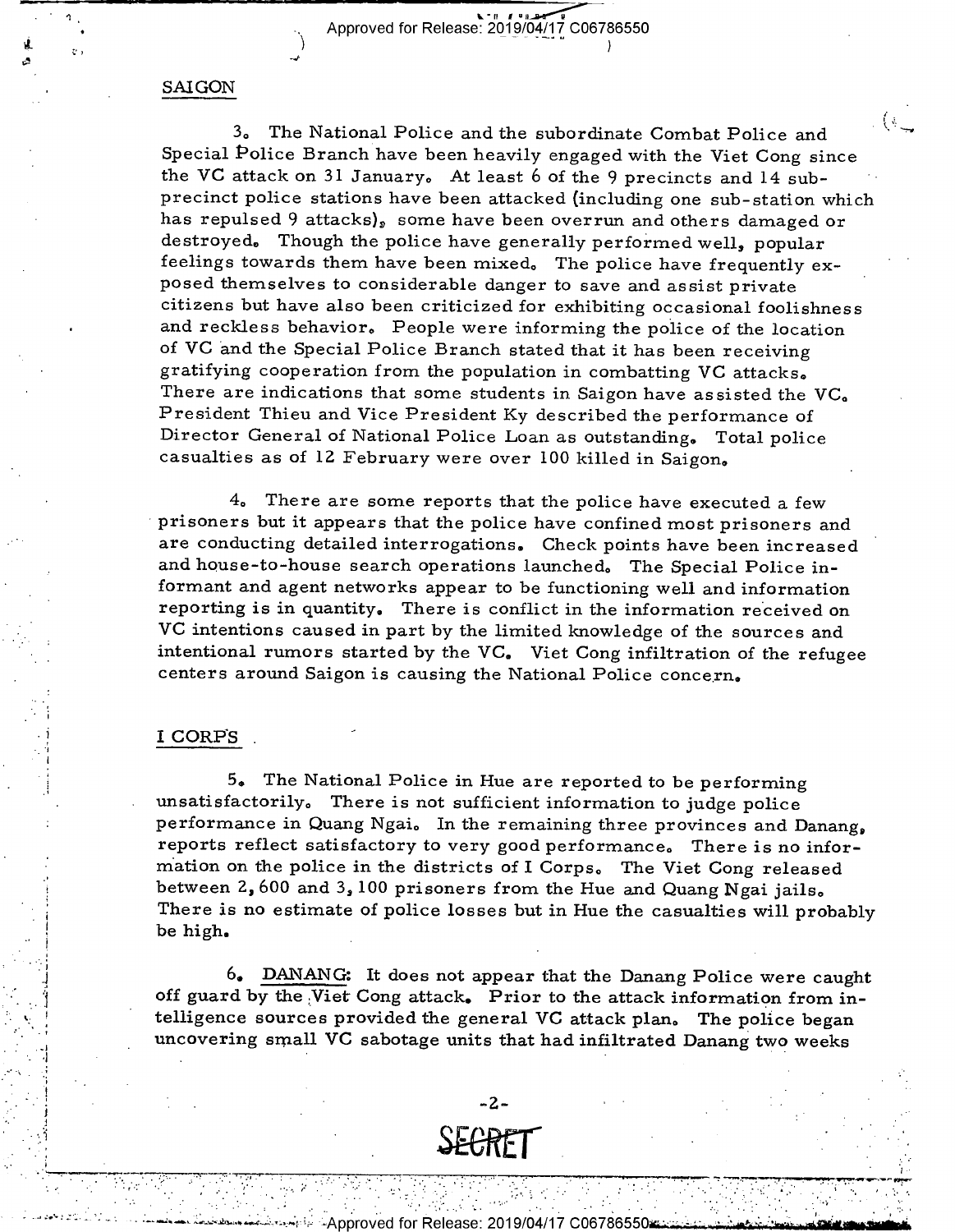## SAIGON

3. The National Police and the subordinate Combat Police and Special Police Branch have been heavily engaged with the Viet Cong since the VC attack on 31 January. At least 6 of the 9 precincts and 14 sub-precinct police stations have been attacked (including one sub-station which has repulsed 9 attacks), some have been overrun and others damaged or destroyed. Though the police have generally performed well, popular feelings towards them have been mixed. The police have frequently exposed themselves to considerable danger to save and assist private citizens but have also been criticized for exhibiting occasional foolishness and reckless behavior. People were informing the police of the location of VC and the Special Police Branch stated that it has been receiving gratifying cooperation from the population in combatting VC attacks. There are indications that some students in Saigon have assisted the VC. President Thieu and Vice President Ky described the performance of Director General of National Police Loan as outstanding. Total police casualties as of 12 February were over 100 killed in Saigon.

4. There are some reports that the police have executed a few prisoners but it appears that the police have confined most prisoners and are conducting detailed interrogations. Check points have been increased and house-to-house search operations launched. The Special Police informant and agent networks appear to be functioning well and information reporting is in quantity. There is conflict in the information received on VC intentions caused in part by the limited knowledge of the sources and intentional rumors started by the VC. Viet Cong infiltration of the refugee centers around Saigon is causing the National Police concern.

## I CORPS

5. The National Police in Hue are reported to be performing unsatisfactorily. There is not sufficient information to judge police performance in Quang Ngai. In the remaining three provinces and Danang, reports reflect satisfactory to very good performance. There is no information on the police in the districts of I Corps. The Viet Cong released between 2,600 and 3,100 prisoners from the Hue and Quang Ngai jails. There is no estimate of police losses but in Hue the casualties will probably be high.

6. DANANG: It does not appear that the Danang Police were caught off guard by the Viet Cong attack. Prior to the attack information from intelligence sources provided the general VC attack plan. The police began uncovering small VC sabotage units that had infiltrated Danang two weeks

SECRET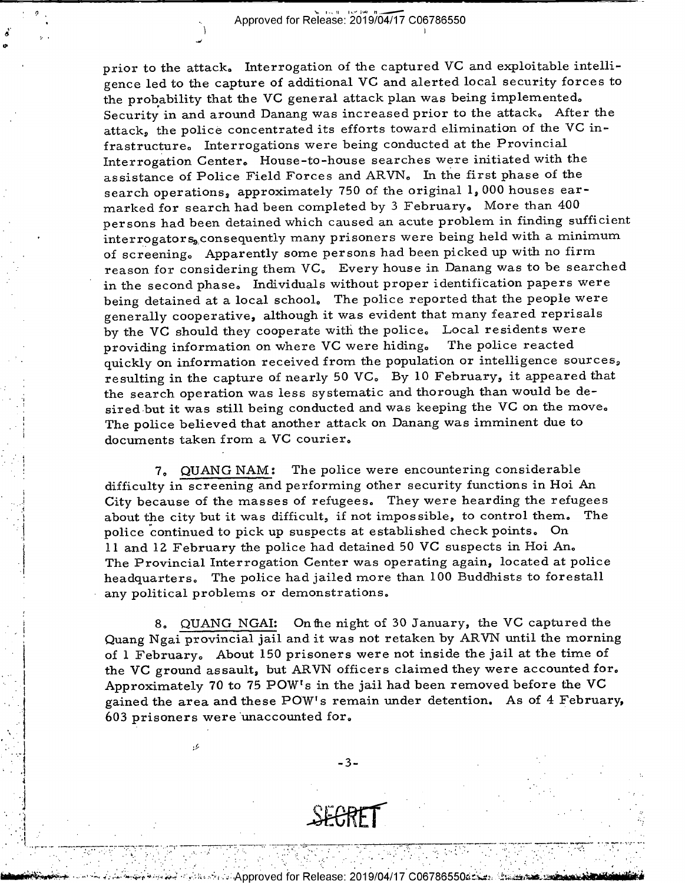prior to the attack. Interrogation of the captured VC and exploitable intelligence led to the capture of additional VC and alerted local security forces to the probability that the VC general attack plan was being implemented. Security in and around Danang was increased prior to the attack. After the attack, the police concentrated its efforts toward elimination of the VC infrastructure. Interrogations were being conducted at the Provincial Interrogation Center. House-to-house searches were initiated with the assistance of Police Field Forces and ARVN. In the first phase of the search operations, approximately 750 of the original 1,000 houses earmarked for search had been completed by 3 February. More than 400 persons had been detained which caused an acute problem in finding sufficient interrogators, consequently many prisoners were being held with a minimum of screening. Apparently some persons had been picked up with no firm reason for considering them VC. Every house in Danang was to be searched in the second phase. Individuals without proper identification papers were being detained at a local school. The police reported that the people were generally cooperative, although it was evident that many feared reprisals by the VC should they cooperate with the police. Local residents were providing information on where VC were hiding. The police reacted quickly on information received from the population or intelligence sources, resulting in the capture of nearly 50 VC. By 10 February, it appeared that the search operation was less systematic and thorough than would be desired but it was still being conducted and was keeping the VC on the move. The police believed that another attack on Danang was imminent due to documents taken from a VC courier.

7. QUANG NAM: The police were encountering considerable difficulty in screening and performing other security functions in Hoi An City because of the masses of refugees. They were hearding the refugees about the city but it was difficult, if not impossible, to control them. The police continued to pick up suspects at established check points. On 11 and 12 February the police had detained 50 VC suspects in Hoi An. The Provincial Interrogation Center was operating again, located at police headquarters. The police had jailed more than 100 Buddhists to forestall any political problems or demonstrations.

8. QUANG NGAI: On the night of 30 January, the VC captured the Quang Ngai provincial jail and it was not retaken by ARVN until the morning of 1 February. About 150 prisoners were not inside the jail at the time of the VC ground assault, but ARVN officers claimed they were accounted for. Approximately 70 to 75 POW's in the jail had been removed before the VC gained the area and these POW's remain under detention. As of 4 February, 603 prisoners were unaccounted for.

SECRET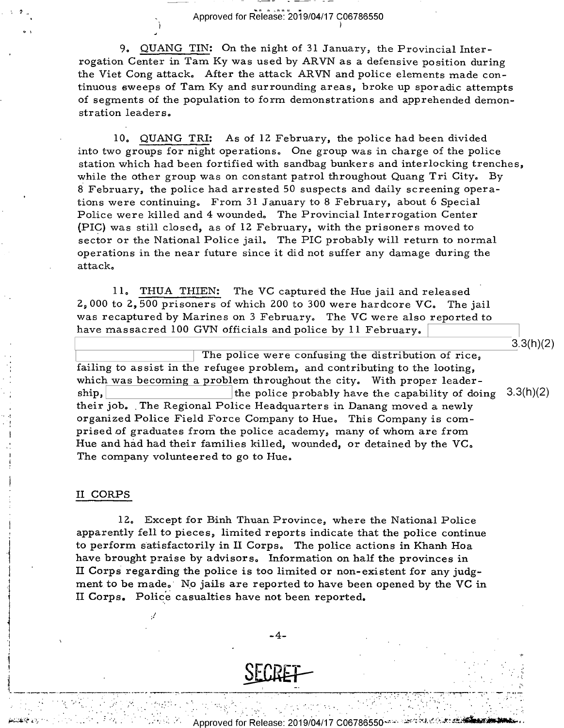9. QUANG TIN: On the night of 31 January, the Provincial Interrogation Center in Tam Ky was used by ARVN as a defensive position during the Viet Cong attack. After the attack ARVN and police elements made continuous sweeps of Tam Ky and surrounding areas, broke up sporadic attempts of segments of the population to form demonstrations and apprehended demonstration leaders.

10. QUANG TRI: As of 12 February, the police had been divided into two groups for night operations. One group was in charge of the police station which had been fortified with sandbag bunkers and interlocking trenches, while the other group was on constant patrol throughout Quang Tri City. By 8 February, the police had arrested 50 suspects and daily screening operations were continuing. From 31 January to 8 February, about 6 Special Police were killed and 4 wounded. The Provincial Interrogation Center (PIC) was still closed, as of 12 February, with the prisoners moved to sector or the National Police jail. The PIC probably will return to normal operations in the near future since it did not suffer any damage during the attack.

11. THUA THIEN: The VC captured the Hue jail and released 2,000 to 2,500 prisoners of which 200 to 300 were hardcore VC. The jail was recaptured by Marines on 3 February. The VC were also reported to have massacred 100 GVN officials and police by 11 February. [redacted] 3.3(h)(2) [redacted] The police were confusing the distribution of rice, failing to assist in the refugee problem, and contributing to the looting, which was becoming a problem throughout the city. With proper leadership, [redacted] the police probably have the capability of doing 3.3(h)(2) their job. The Regional Police Headquarters in Danang moved a newly organized Police Field Force Company to Hue. This Company is comprised of graduates from the police academy, many of whom are from Hue and had had their families killed, wounded, or detained by the VC. The company volunteered to go to Hue.

## II CORPS

12. Except for Binh Thuan Province, where the National Police apparently fell to pieces, limited reports indicate that the police continue to perform satisfactorily in II Corps. The police actions in Khanh Hoa have brought praise by advisors. Information on half the provinces in II Corps regarding the police is too limited or non-existent for any judgment to be made. No jails are reported to have been opened by the VC in II Corps. Police casualties have not been reported.

SECRET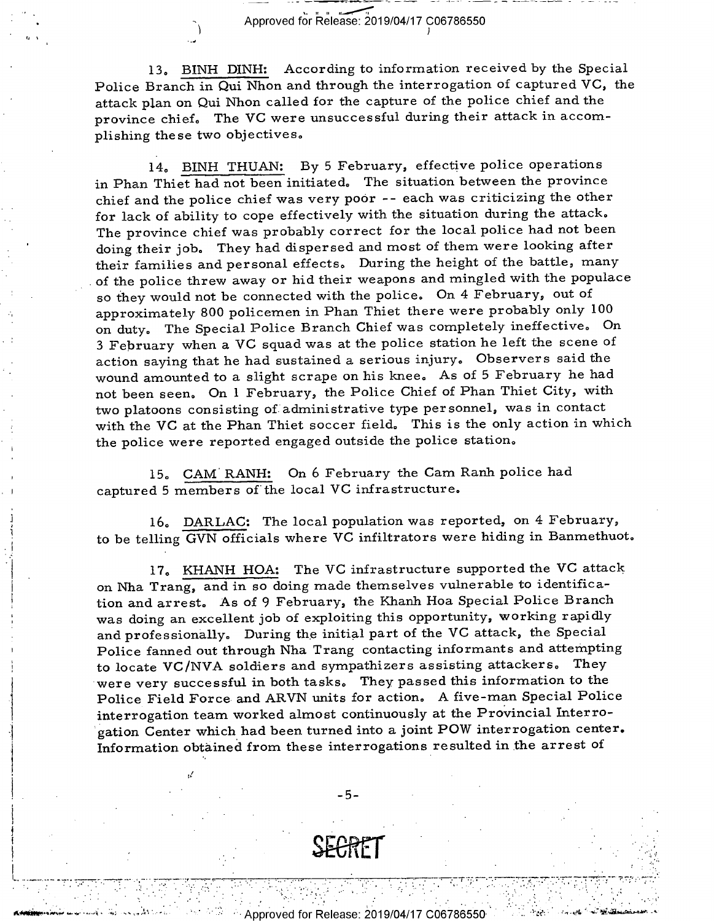13. BINH DINH: According to information received by the Special Police Branch in Qui Nhon and through the interrogation of captured VC, the attack plan on Qui Nhon called for the capture of the police chief and the province chief. The VC were unsuccessful during their attack in accomplishing these two objectives.

14. BINH THUAN: By 5 February, effective police operations in Phan Thiet had not been initiated. The situation between the province chief and the police chief was very poor -- each was criticizing the other for lack of ability to cope effectively with the situation during the attack. The province chief was probably correct for the local police had not been doing their job. They had dispersed and most of them were looking after their families and personal effects. During the height of the battle, many of the police threw away or hid their weapons and mingled with the populace so they would not be connected with the police. On 4 February, out of approximately 800 policemen in Phan Thiet there were probably only 100 on duty. The Special Police Branch Chief was completely ineffective. On 3 February when a VC squad was at the police station he left the scene of action saying that he had sustained a serious injury. Observers said the wound amounted to a slight scrape on his knee. As of 5 February he had not been seen. On 1 February, the Police Chief of Phan Thiet City, with two platoons consisting of administrative type personnel, was in contact with the VC at the Phan Thiet soccer field. This is the only action in which the police were reported engaged outside the police station.

15. CAM RANH: On 6 February the Cam Ranh police had captured 5 members of the local VC infrastructure.

16. DARLAC: The local population was reported, on 4 February, to be telling GVN officials where VC infiltrators were hiding in Banmethuot.

17. KHANH HOA: The VC infrastructure supported the VC attack on Nha Trang, and in so doing made themselves vulnerable to identification and arrest. As of 9 February, the Khanh Hoa Special Police Branch was doing an excellent job of exploiting this opportunity, working rapidly and professionally. During the initial part of the VC attack, the Special Police fanned out through Nha Trang contacting informants and attempting to locate VC/NVA soldiers and sympathizers assisting attackers. They were very successful in both tasks. They passed this information to the Police Field Force and ARVN units for action. A five-man Special Police interrogation team worked almost continuously at the Provincial Interrogation Center which had been turned into a joint POW interrogation center. Information obtained from these interrogations resulted in the arrest of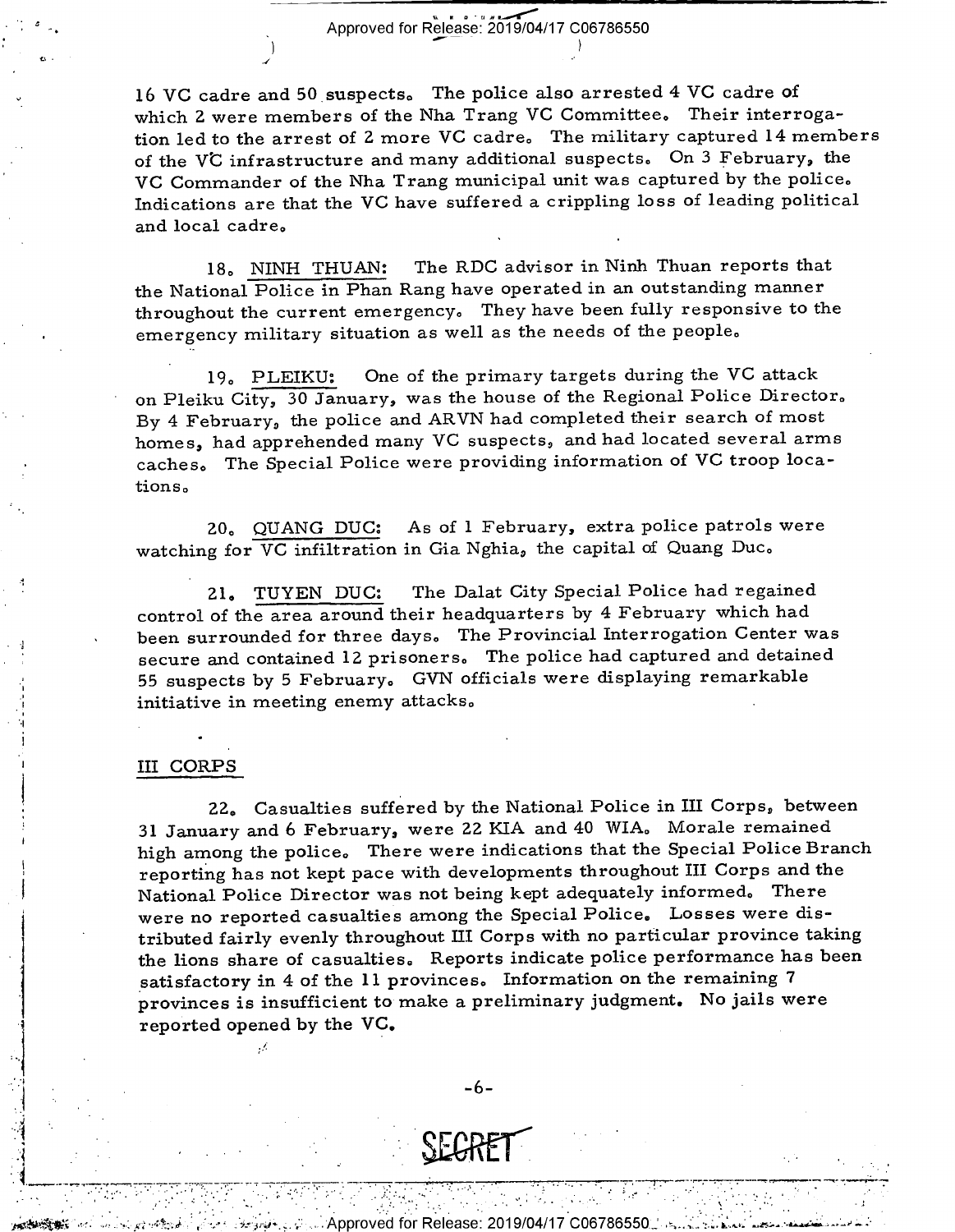16 VC cadre and 50 suspects. The police also arrested 4 VC cadre of which 2 were members of the Nha Trang VC Committee. Their interrogation led to the arrest of 2 more VC cadre. The military captured 14 members of the VC infrastructure and many additional suspects. On 3 February, the VC Commander of the Nha Trang municipal unit was captured by the police. Indications are that the VC have suffered a crippling loss of leading political and local cadre.

18. NINH THUAN: The RDC advisor in Ninh Thuan reports that the National Police in Phan Rang have operated in an outstanding manner throughout the current emergency. They have been fully responsive to the emergency military situation as well as the needs of the people.

19. PLEIKU: One of the primary targets during the VC attack on Pleiku City, 30 January, was the house of the Regional Police Director. By 4 February, the police and ARVN had completed their search of most homes, had apprehended many VC suspects, and had located several arms caches. The Special Police were providing information of VC troop locations.

20. QUANG DUC: As of 1 February, extra police patrols were watching for VC infiltration in Gia Nghia, the capital of Quang Duc.

21. TUYEN DUC: The Dalat City Special Police had regained control of the area around their headquarters by 4 February which had been surrounded for three days. The Provincial Interrogation Center was secure and contained 12 prisoners. The police had captured and detained 55 suspects by 5 February. GVN officials were displaying remarkable initiative in meeting enemy attacks.

## III CORPS

22. Casualties suffered by the National Police in III Corps, between 31 January and 6 February, were 22 KIA and 40 WIA. Morale remained high among the police. There were indications that the Special Police Branch reporting has not kept pace with developments throughout III Corps and the National Police Director was not being kept adequately informed. There were no reported casualties among the Special Police. Losses were distributed fairly evenly throughout III Corps with no particular province taking the lions share of casualties. Reports indicate police performance has been satisfactory in 4 of the 11 provinces. Information on the remaining 7 provinces is insufficient to make a preliminary judgment. No jails were reported opened by the VC.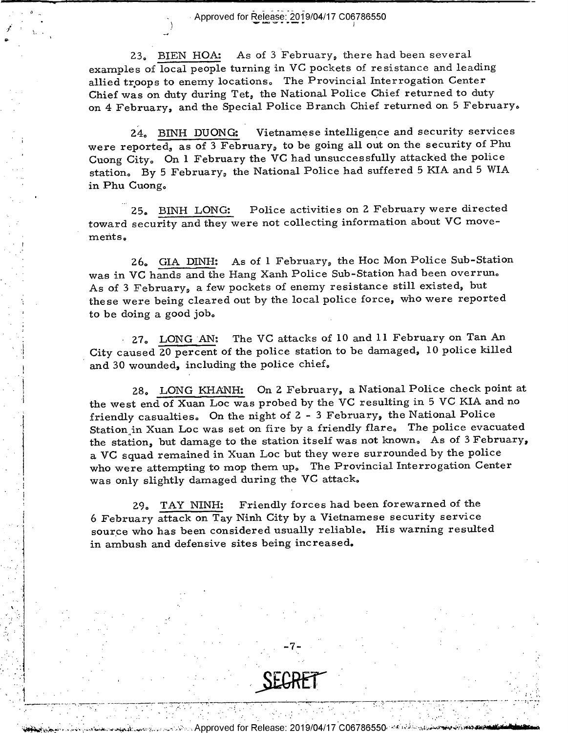23. <u>BIEN HOA:</u> As of 3 February, there had been several examples of local people turning in VC pockets of resistance and leading allied troops to enemy locations. The Provincial Interrogation Center Chief was on duty during Tet, the National Police Chief returned to duty on 4 February, and the Special Police Branch Chief returned on 5 February.

24. <u>BINH DUONG:</u> Vietnamese intelligence and security services were reported, as of 3 February, to be going all out on the security of Phu Cuong City. On 1 February the VC had unsuccessfully attacked the police station. By 5 February, the National Police had suffered 5 KIA and 5 WIA in Phu Cuong.

25. <u>BINH LONG:</u> Police activities on 2 February were directed toward security and they were not collecting information about VC movements.

26. <u>GIA DINH:</u> As of 1 February, the Hoc Mon Police Sub-Station was in VC hands and the Hang Xanh Police Sub-Station had been overrun. As of 3 February, a few pockets of enemy resistance still existed, but these were being cleared out by the local police force, who were reported to be doing a good job.

27. <u>LONG AN:</u> The VC attacks of 10 and 11 February on Tan An City caused 20 percent of the police station to be damaged, 10 police killed and 30 wounded, including the police chief.

28. <u>LONG KHANH:</u> On 2 February, a National Police check point at the west end of Xuan Loc was probed by the VC resulting in 5 VC KIA and no friendly casualties. On the night of 2 - 3 February, the National Police Station in Xuan Loc was set on fire by a friendly flare. The police evacuated the station, but damage to the station itself was not known. As of 3 February, a VC squad remained in Xuan Loc but they were surrounded by the police who were attempting to mop them up. The Provincial Interrogation Center was only slightly damaged during the VC attack.

29. <u>TAY NINH:</u> Friendly forces had been forewarned of the 6 February attack on Tay Ninh City by a Vietnamese security service source who has been considered usually reliable. His warning resulted in ambush and defensive sites being increased.

SECRET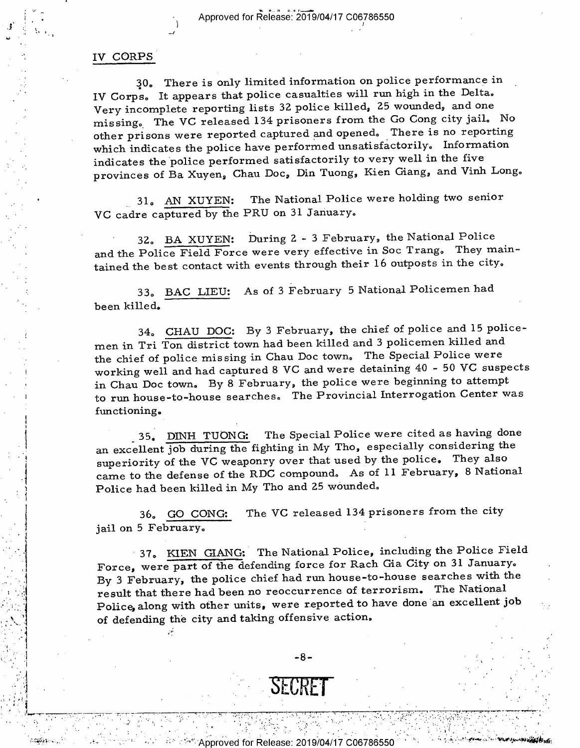## IV CORPS

30. There is only limited information on police performance in IV Corps. It appears that police casualties will run high in the Delta. Very incomplete reporting lists 32 police killed, 25 wounded, and one missing. The VC released 134 prisoners from the Go Cong city jail. No other prisons were reported captured and opened. There is no reporting which indicates the police have performed unsatisfactorily. Information indicates the police performed satisfactorily to very well in the five provinces of Ba Xuyen, Chau Doc, Din Tuong, Kien Giang, and Vinh Long.

31. AN XUYEN: The National Police were holding two senior VC cadre captured by the PRU on 31 January.

32. BA XUYEN: During 2 - 3 February, the National Police and the Police Field Force were very effective in Soc Trang. They maintained the best contact with events through their 16 outposts in the city.

33. BAC LIEU: As of 3 February 5 National Policemen had been killed.

34. CHAU DOC: By 3 February, the chief of police and 15 policemen in Tri Ton district town had been killed and 3 policemen killed and the chief of police missing in Chau Doc town. The Special Police were working well and had captured 8 VC and were detaining 40 - 50 VC suspects in Chau Doc town. By 8 February, the police were beginning to attempt to run house-to-house searches. The Provincial Interrogation Center was functioning.

35. DINH TUONG: The Special Police were cited as having done an excellent job during the fighting in My Tho, especially considering the superiority of the VC weaponry over that used by the police. They also came to the defense of the RDC compound. As of 11 February, 8 National Police had been killed in My Tho and 25 wounded.

36. GO CONG: The VC released 134 prisoners from the city jail on 5 February.

37. KIEN GIANG: The National Police, including the Police Field Force, were part of the defending force for Rach Gia City on 31 January. By 3 February, the police chief had run house-to-house searches with the result that there had been no reoccurrence of terrorism. The National Police, along with other units, were reported to have done an excellent job of defending the city and taking offensive action.

SECRET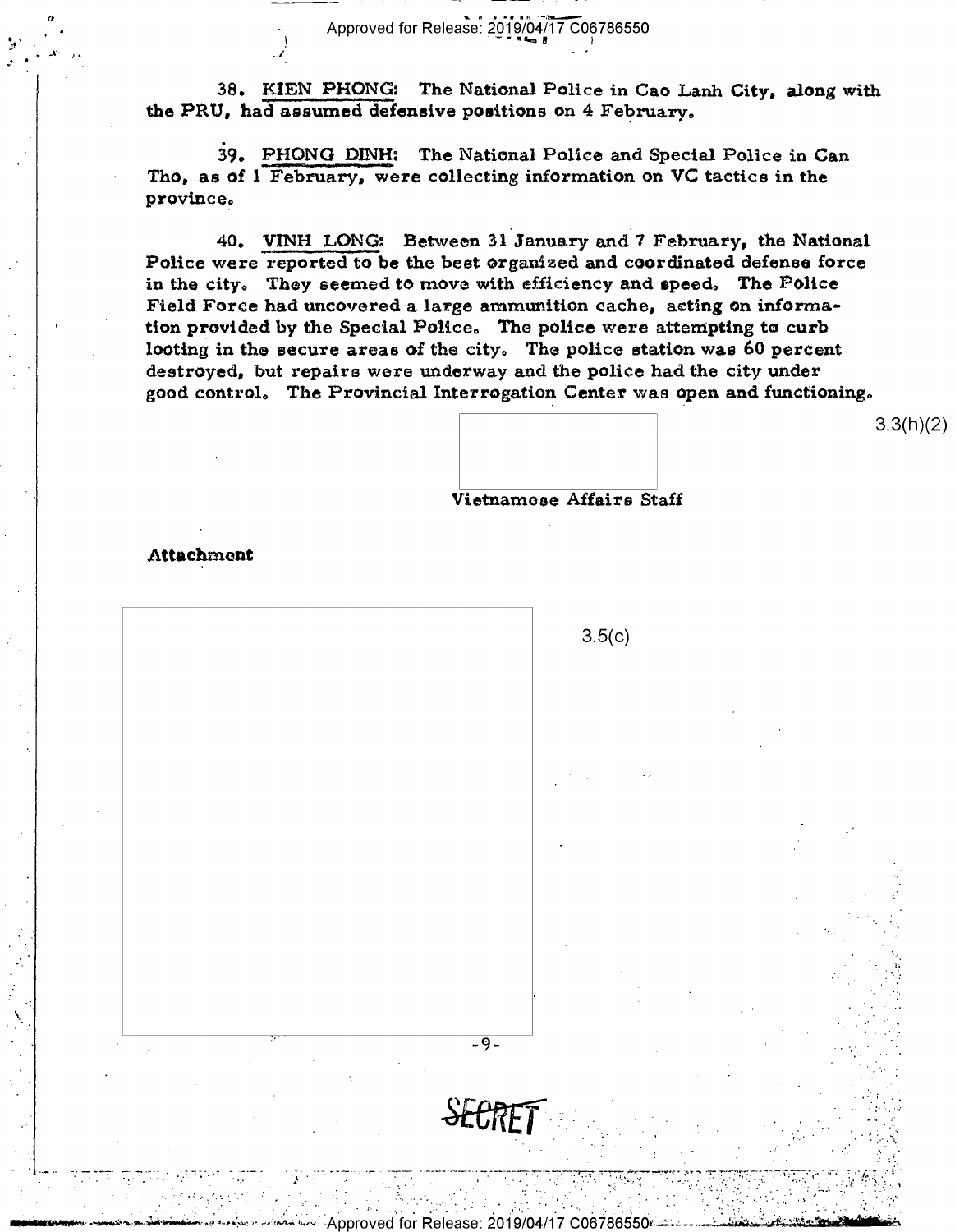38. <u>KIEN PHONG</u>: The National Police in Cao Lanh City, along with the PRU, had assumed defensive positions on 4 February.

39. <u>PHONG DINH</u>: The National Police and Special Police in Can Tho, as of 1 February, were collecting information on VC tactics in the province.

40. <u>VINH LONG</u>: Between 31 January and 7 February, the National Police were reported to be the best organized and coordinated defense force in the city. They seemed to move with efficiency and speed. The Police Field Force had uncovered a large ammunition cache, acting on information provided by the Special Police. The police were attempting to curb looting in the secure areas of the city. The police station was 60 percent destroyed, but repairs were underway and the police had the city under good control. The Provincial Interrogation Center was open and functioning.

3.3(h)(2)

Vietnamese Affairs Staff

**Attachment**

3.5(c)

SECRET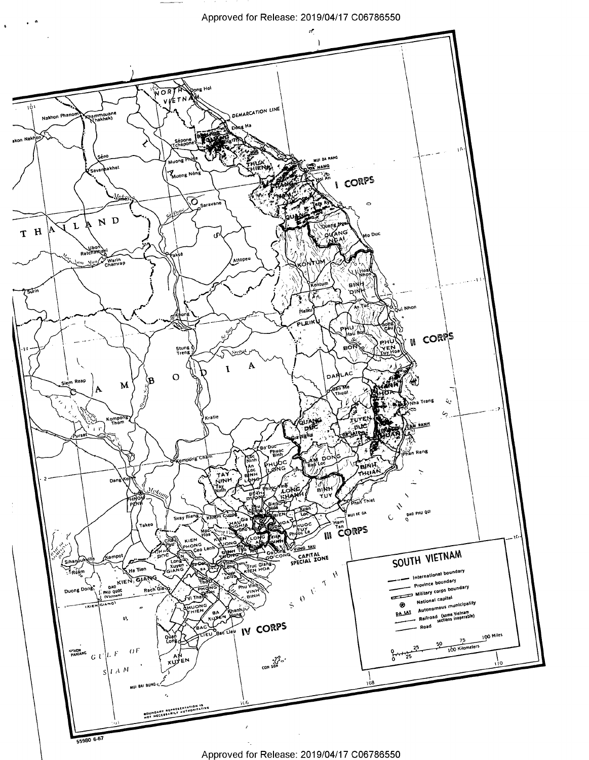SOUTH VIETNAM

International boundary
Province boundary
Military corps boundary
National capital
DA LAT Autonomous municipality
Railroad (some Vietnam sections inoperable)
Road

0 25 50 75 100 Miles
0 25 100 Kilometers

I CORPS
II CORPS
III CORPS
IV CORPS
CAPITAL SPECIAL ZONE

DEMARCATION LINE

NORTH VIETNAM
LAOS
THAILAND
CAMBODIA

GULF OF SIAM
SOUTH CHINA SEA

BOUNDARY REPRESENTATION IS NOT NECESSARILY AUTHORITATIVE

55980 6-67